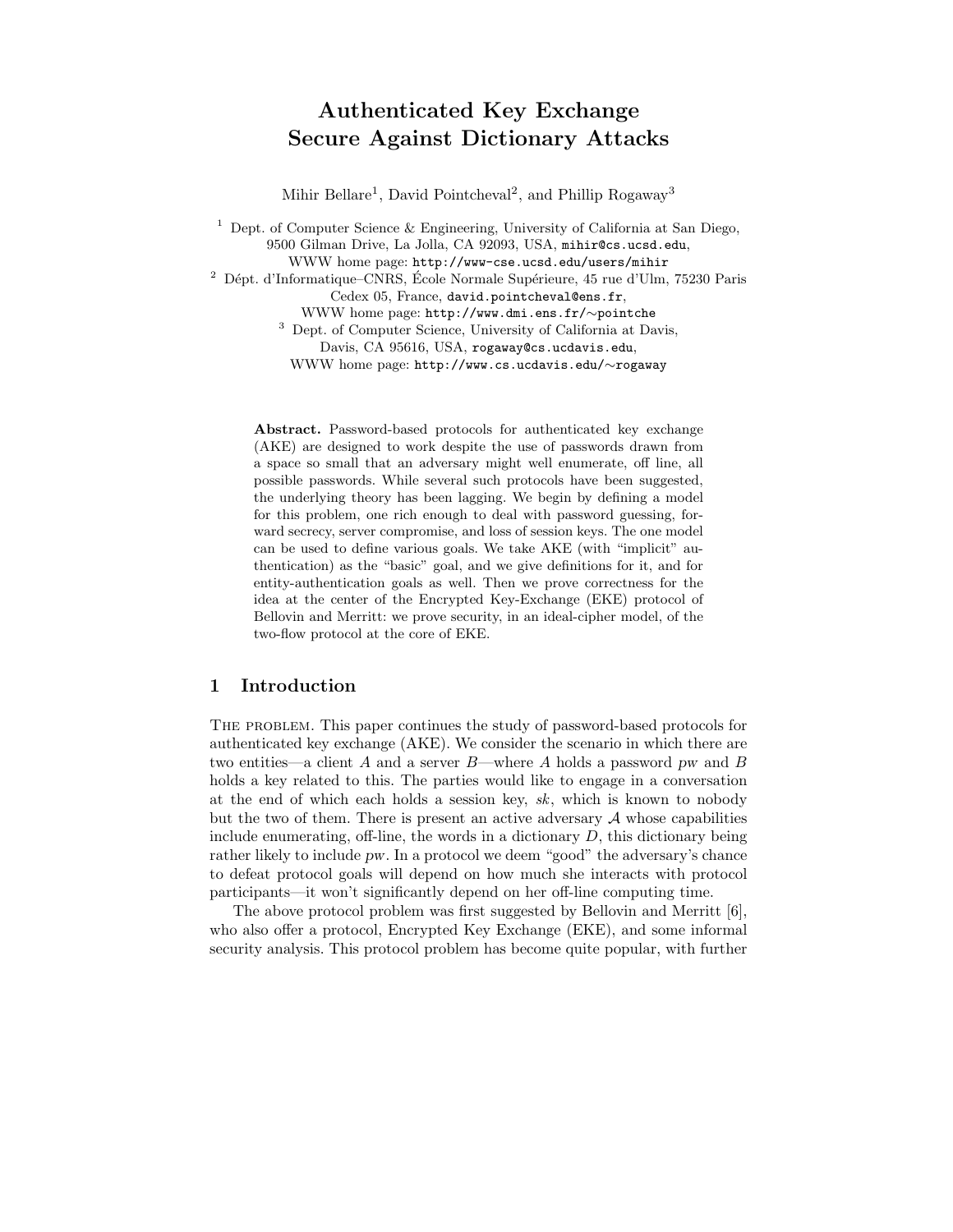# Authenticated Key Exchange Secure Against Dictionary Attacks

Mihir Bellare[1], David Pointcheval[2], and Phillip Rogaway[3]

[1] Dept. of Computer Science & Engineering, University of California at San Diego, 9500 Gilman Drive, La Jolla, CA 92093, USA, mihir@cs.ucsd.edu, WWW home page: http://www-cse.ucsd.edu/users/mihir

[2] Dépt. d'Informatique–CNRS, École Normale Supérieure, 45 rue d'Ulm, 75230 Paris Cedex 05, France, david.pointcheval@ens.fr, WWW home page: http://www.dmi.ens.fr/∼pointche

[3] Dept. of Computer Science, University of California at Davis, Davis, CA 95616, USA, rogaway@cs.ucdavis.edu, WWW home page: http://www.cs.ucdavis.edu/∼rogaway

**Abstract.** Password-based protocols for authenticated key exchange (AKE) are designed to work despite the use of passwords drawn from a space so small that an adversary might well enumerate, off line, all possible passwords. While several such protocols have been suggested, the underlying theory has been lagging. We begin by defining a model for this problem, one rich enough to deal with password guessing, forward secrecy, server compromise, and loss of session keys. The one model can be used to define various goals. We take AKE (with "implicit" authentication) as the "basic" goal, and we give definitions for it, and for entity-authentication goals as well. Then we prove correctness for the idea at the center of the Encrypted Key-Exchange (EKE) protocol of Bellovin and Merritt: we prove security, in an ideal-cipher model, of the two-flow protocol at the core of EKE.

## 1 Introduction

The problem. This paper continues the study of password-based protocols for authenticated key exchange (AKE). We consider the scenario in which there are two entities—a client $A$ and a server $B$—where $A$ holds a password $pw$ and $B$ holds a key related to this. The parties would like to engage in a conversation at the end of which each holds a session key, $sk$, which is known to nobody but the two of them. There is present an active adversary $\mathcal{A}$ whose capabilities include enumerating, off-line, the words in a dictionary $D$, this dictionary being rather likely to include $pw$. In a protocol we deem "good" the adversary's chance to defeat protocol goals will depend on how much she interacts with protocol participants—it won't significantly depend on her off-line computing time.

The above protocol problem was first suggested by Bellovin and Merritt [6], who also offer a protocol, Encrypted Key Exchange (EKE), and some informal security analysis. This protocol problem has become quite popular, with further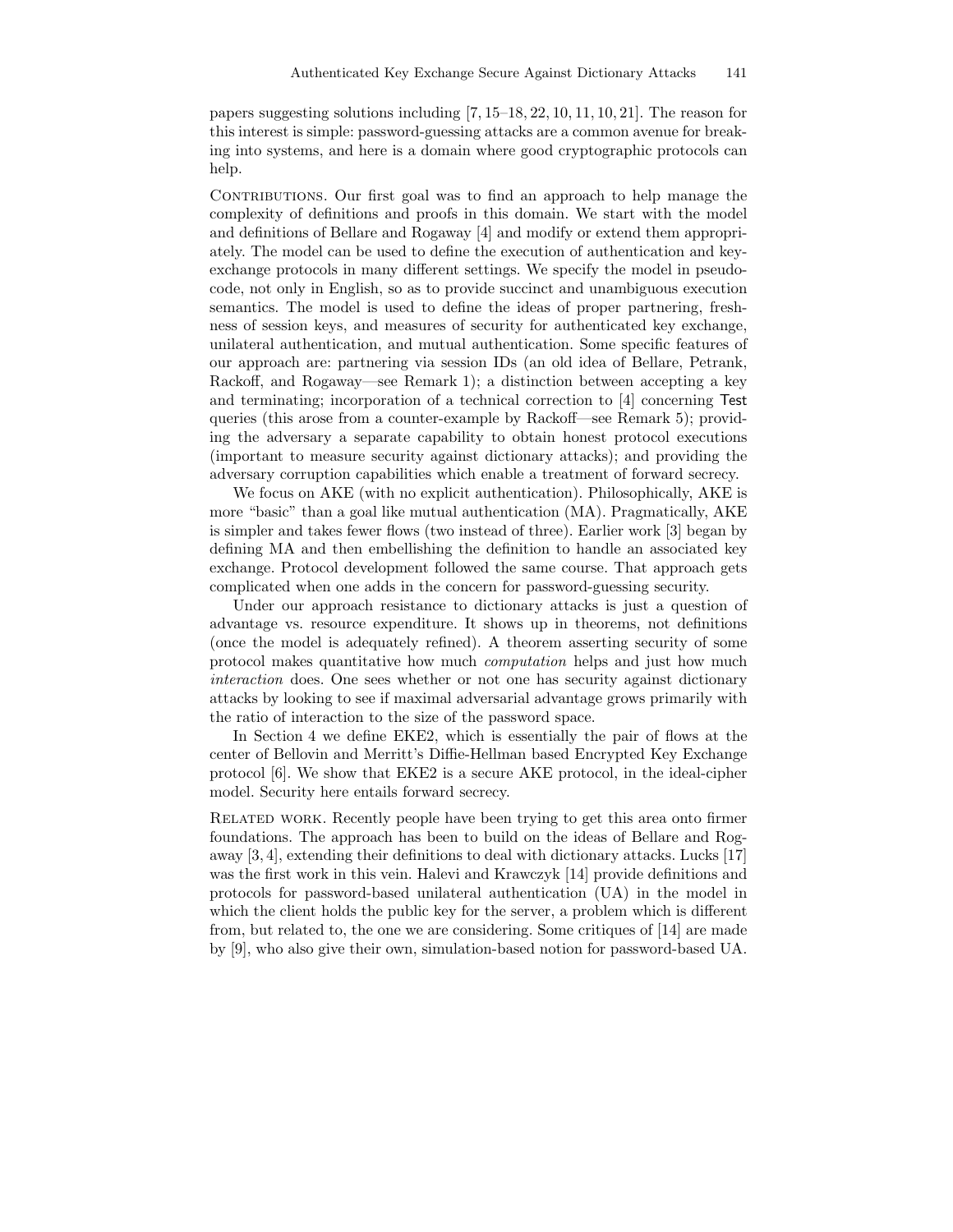papers suggesting solutions including [7, 15–18, 22, 10, 11, 10, 21]. The reason for this interest is simple: password-guessing attacks are a common avenue for breaking into systems, and here is a domain where good cryptographic protocols can help.

Contributions. Our first goal was to find an approach to help manage the complexity of definitions and proofs in this domain. We start with the model and definitions of Bellare and Rogaway [4] and modify or extend them appropriately. The model can be used to define the execution of authentication and key-exchange protocols in many different settings. We specify the model in pseudocode, not only in English, so as to provide succinct and unambiguous execution semantics. The model is used to define the ideas of proper partnering, freshness of session keys, and measures of security for authenticated key exchange, unilateral authentication, and mutual authentication. Some specific features of our approach are: partnering via session IDs (an old idea of Bellare, Petrank, Rackoff, and Rogaway—see Remark 1); a distinction between accepting a key and terminating; incorporation of a technical correction to [4] concerning Test queries (this arose from a counter-example by Rackoff—see Remark 5); providing the adversary a separate capability to obtain honest protocol executions (important to measure security against dictionary attacks); and providing the adversary corruption capabilities which enable a treatment of forward secrecy.

We focus on AKE (with no explicit authentication). Philosophically, AKE is more "basic" than a goal like mutual authentication (MA). Pragmatically, AKE is simpler and takes fewer flows (two instead of three). Earlier work [3] began by defining MA and then embellishing the definition to handle an associated key exchange. Protocol development followed the same course. That approach gets complicated when one adds in the concern for password-guessing security.

Under our approach resistance to dictionary attacks is just a question of advantage vs. resource expenditure. It shows up in theorems, not definitions (once the model is adequately refined). A theorem asserting security of some protocol makes quantitative how much *computation* helps and just how much *interaction* does. One sees whether or not one has security against dictionary attacks by looking to see if maximal adversarial advantage grows primarily with the ratio of interaction to the size of the password space.

In Section 4 we define EKE2, which is essentially the pair of flows at the center of Bellovin and Merritt's Diffie-Hellman based Encrypted Key Exchange protocol [6]. We show that EKE2 is a secure AKE protocol, in the ideal-cipher model. Security here entails forward secrecy.

Related work. Recently people have been trying to get this area onto firmer foundations. The approach has been to build on the ideas of Bellare and Rogaway [3, 4], extending their definitions to deal with dictionary attacks. Lucks [17] was the first work in this vein. Halevi and Krawczyk [14] provide definitions and protocols for password-based unilateral authentication (UA) in the model in which the client holds the public key for the server, a problem which is different from, but related to, the one we are considering. Some critiques of [14] are made by [9], who also give their own, simulation-based notion for password-based UA.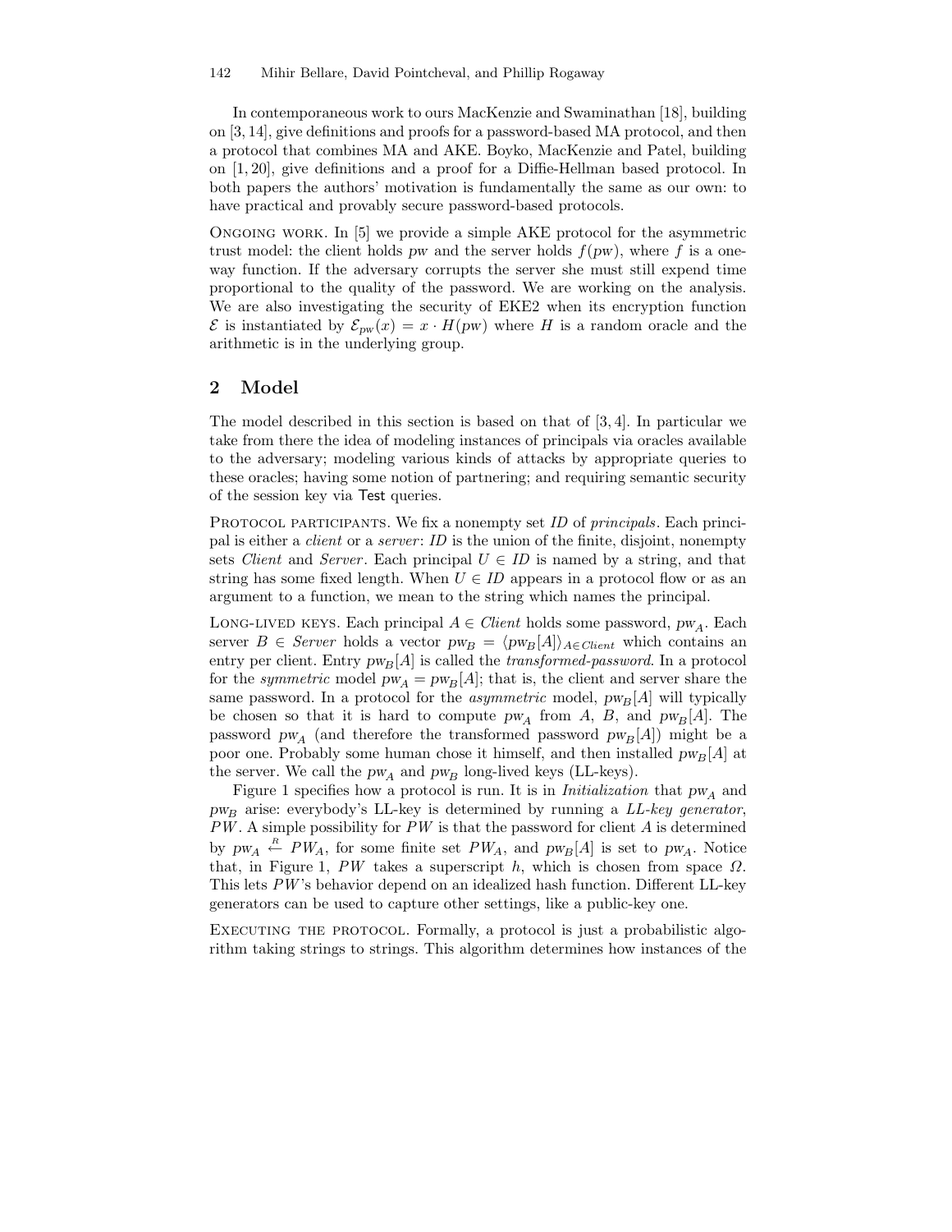In contemporaneous work to ours MacKenzie and Swaminathan [18], building on [3, 14], give definitions and proofs for a password-based MA protocol, and then a protocol that combines MA and AKE. Boyko, MacKenzie and Patel, building on [1, 20], give definitions and a proof for a Diffie-Hellman based protocol. In both papers the authors' motivation is fundamentally the same as our own: to have practical and provably secure password-based protocols.

Ongoing work. In [5] we provide a simple AKE protocol for the asymmetric trust model: the client holds $pw$ and the server holds $f(pw)$, where $f$ is a one-way function. If the adversary corrupts the server she must still expend time proportional to the quality of the password. We are working on the analysis. We are also investigating the security of EKE2 when its encryption function $\mathcal{E}$ is instantiated by $\mathcal{E}_{pw}(x) = x \cdot H(pw)$ where $H$ is a random oracle and the arithmetic is in the underlying group.

## 2 Model

The model described in this section is based on that of [3, 4]. In particular we take from there the idea of modeling instances of principals via oracles available to the adversary; modeling various kinds of attacks by appropriate queries to these oracles; having some notion of partnering; and requiring semantic security of the session key via Test queries.

Protocol participants. We fix a nonempty set $ID$ of *principals*. Each principal is either a *client* or a *server*: $ID$ is the union of the finite, disjoint, nonempty sets $Client$ and $Server$. Each principal $U \in ID$ is named by a string, and that string has some fixed length. When $U \in ID$ appears in a protocol flow or as an argument to a function, we mean to the string which names the principal.

Long-lived keys. Each principal $A \in Client$ holds some password, $pw_A$. Each server $B \in Server$ holds a vector $pw_B = \langle pw_B[A] \rangle_{A \in Client}$ which contains an entry per client. Entry $pw_B[A]$ is called the *transformed-password*. In a protocol for the *symmetric* model $pw_A = pw_B[A]$; that is, the client and server share the same password. In a protocol for the *asymmetric* model, $pw_B[A]$ will typically be chosen so that it is hard to compute $pw_A$ from $A$, $B$, and $pw_B[A]$. The password $pw_A$ (and therefore the transformed password $pw_B[A]$) might be a poor one. Probably some human chose it himself, and then installed $pw_B[A]$ at the server. We call the $pw_A$ and $pw_B$ long-lived keys (LL-keys).

Figure 1 specifies how a protocol is run. It is in *Initialization* that $pw_A$ and $pw_B$ arise: everybody's LL-key is determined by running a *LL-key generator*, $PW$. A simple possibility for $PW$ is that the password for client $A$ is determined by $pw_A \stackrel{R}{\leftarrow} PW_A$, for some finite set $PW_A$, and $pw_B[A]$ is set to $pw_A$. Notice that, in Figure 1, $PW$ takes a superscript $h$, which is chosen from space $\Omega$. This lets $PW$'s behavior depend on an idealized hash function. Different LL-key generators can be used to capture other settings, like a public-key one.

Executing the protocol. Formally, a protocol is just a probabilistic algorithm taking strings to strings. This algorithm determines how instances of the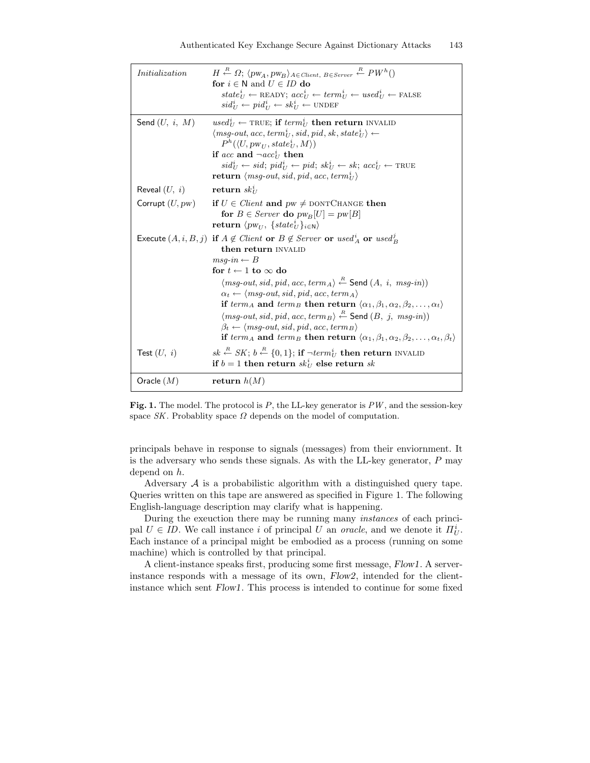| | |
|---|---|
| *Initialization* | $H \xleftarrow{R} \Omega$; $\langle pw_A, pw_B \rangle_{A \in Client,\ B \in Server} \xleftarrow{R} PW^h()$<br>**for** $i \in \mathsf{N}$ and $U \in ID$ **do**<br>$\quad state_U^i \leftarrow$ READY; $acc_U^i \leftarrow term_U^i \leftarrow used_U^i \leftarrow$ FALSE<br>$\quad sid_U^i \leftarrow pid_U^i \leftarrow sk_U^i \leftarrow$ UNDEF |
| Send $(U,\ i,\ M)$ | $used_U^i \leftarrow$ TRUE; **if** $term_U^i$ **then return** INVALID<br>$\langle msg\text{-}out, acc, term_U^i, sid, pid, sk, state_U^i \rangle \leftarrow$<br>$\quad P^h(\langle U, pw_U, state_U^i, M \rangle)$<br>**if** $acc$ **and** $\neg acc_U^i$ **then**<br>$\quad sid_U^i \leftarrow sid$; $pid_U^i \leftarrow pid$; $sk_U^i \leftarrow sk$; $acc_U^i \leftarrow$ TRUE<br>**return** $\langle msg\text{-}out, sid, pid, acc, term_U^i \rangle$ |
| Reveal $(U,\ i)$ | **return** $sk_U^i$ |
| Corrupt $(U, pw)$ | **if** $U \in Client$ **and** $pw \neq$ DONTCHANGE **then**<br>$\quad$ **for** $B \in Server$ **do** $pw_B[U] = pw[B]$<br>**return** $\langle pw_U,\ \{state_U^i\}_{i \in \mathsf{N}} \rangle$ |
| Execute $(A, i, B, j)$ | **if** $A \notin Client$ **or** $B \notin Server$ **or** $used_A^i$ **or** $used_B^j$<br>$\quad$ **then return** INVALID<br>$msg\text{-}in \leftarrow B$<br>**for** $t \leftarrow 1$ **to** $\infty$ **do**<br>$\quad \langle msg\text{-}out, sid, pid, acc, term_A \rangle \xleftarrow{R}$ Send $(A,\ i,\ msg\text{-}in))$<br>$\quad \alpha_t \leftarrow \langle msg\text{-}out, sid, pid, acc, term_A \rangle$<br>$\quad$ **if** $term_A$ **and** $term_B$ **then return** $\langle \alpha_1, \beta_1, \alpha_2, \beta_2, \ldots, \alpha_t \rangle$<br>$\quad \langle msg\text{-}out, sid, pid, acc, term_B \rangle \xleftarrow{R}$ Send $(B,\ j,\ msg\text{-}in))$<br>$\quad \beta_t \leftarrow \langle msg\text{-}out, sid, pid, acc, term_B \rangle$<br>$\quad$ **if** $term_A$ **and** $term_B$ **then return** $\langle \alpha_1, \beta_1, \alpha_2, \beta_2, \ldots, \alpha_t, \beta_t \rangle$ |
| Test $(U,\ i)$ | $sk \xleftarrow{R} SK$; $b \xleftarrow{R} \{0,1\}$; **if** $\neg term_U^i$ **then return** INVALID<br>**if** $b = 1$ **then return** $sk_U^i$ **else return** $sk$ |
| Oracle $(M)$ | **return** $h(M)$ |

**Fig. 1.** The model. The protocol is $P$, the LL-key generator is $PW$, and the session-key space $SK$. Probablity space $\Omega$ depends on the model of computation.

principals behave in response to signals (messages) from their enviornment. It is the adversary who sends these signals. As with the LL-key generator, $P$ may depend on $h$.

Adversary $\mathcal{A}$ is a probabilistic algorithm with a distinguished query tape. Queries written on this tape are answered as specified in Figure 1. The following English-language description may clarify what is happening.

During the exeuction there may be running many *instances* of each principal $U \in ID$. We call instance $i$ of principal $U$ an *oracle*, and we denote it $\Pi_U^i$. Each instance of a principal might be embodied as a process (running on some machine) which is controlled by that principal.

A client-instance speaks first, producing some first message, *Flow1*. A server-instance responds with a message of its own, *Flow2*, intended for the client-instance which sent *Flow1*. This process is intended to continue for some fixed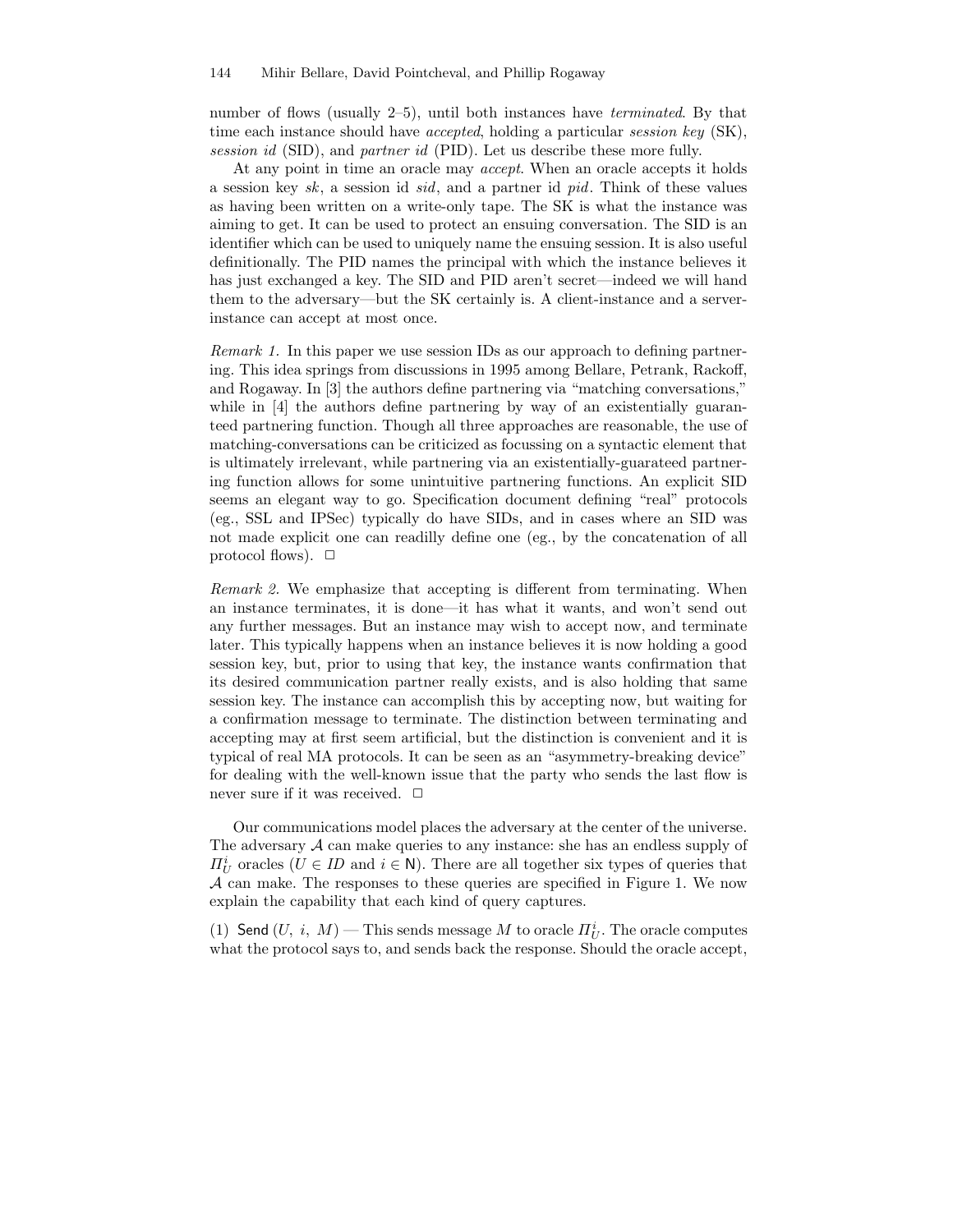number of flows (usually 2–5), until both instances have *terminated*. By that time each instance should have *accepted*, holding a particular *session key* (SK), *session id* (SID), and *partner id* (PID). Let us describe these more fully.

At any point in time an oracle may *accept*. When an oracle accepts it holds a session key *sk*, a session id *sid*, and a partner id *pid*. Think of these values as having been written on a write-only tape. The SK is what the instance was aiming to get. It can be used to protect an ensuing conversation. The SID is an identifier which can be used to uniquely name the ensuing session. It is also useful definitionally. The PID names the principal with which the instance believes it has just exchanged a key. The SID and PID aren't secret—indeed we will hand them to the adversary—but the SK certainly is. A client-instance and a server-instance can accept at most once.

*Remark 1.* In this paper we use session IDs as our approach to defining partnering. This idea springs from discussions in 1995 among Bellare, Petrank, Rackoff, and Rogaway. In [3] the authors define partnering via "matching conversations," while in [4] the authors define partnering by way of an existentially guaranteed partnering function. Though all three approaches are reasonable, the use of matching-conversations can be criticized as focussing on a syntactic element that is ultimately irrelevant, while partnering via an existentially-guaranteed partnering function allows for some unintuitive partnering functions. An explicit SID seems an elegant way to go. Specification document defining "real" protocols (eg., SSL and IPSec) typically do have SIDs, and in cases where an SID was not made explicit one can readilly define one (eg., by the concatenation of all protocol flows). □

*Remark 2.* We emphasize that accepting is different from terminating. When an instance terminates, it is done—it has what it wants, and won't send out any further messages. But an instance may wish to accept now, and terminate later. This typically happens when an instance believes it is now holding a good session key, but, prior to using that key, the instance wants confirmation that its desired communication partner really exists, and is also holding that same session key. The instance can accomplish this by accepting now, but waiting for a confirmation message to terminate. The distinction between terminating and accepting may at first seem artificial, but the distinction is convenient and it is typical of real MA protocols. It can be seen as an "asymmetry-breaking device" for dealing with the well-known issue that the party who sends the last flow is never sure if it was received. □

Our communications model places the adversary at the center of the universe. The adversary $\mathcal{A}$ can make queries to any instance: she has an endless supply of $\Pi_U^i$ oracles ($U \in ID$ and $i \in \mathsf{N}$). There are all together six types of queries that $\mathcal{A}$ can make. The responses to these queries are specified in Figure 1. We now explain the capability that each kind of query captures.

(1) $\mathsf{Send}\,(U,\ i,\ M)$ — This sends message $M$ to oracle $\Pi_U^i$. The oracle computes what the protocol says to, and sends back the response. Should the oracle accept,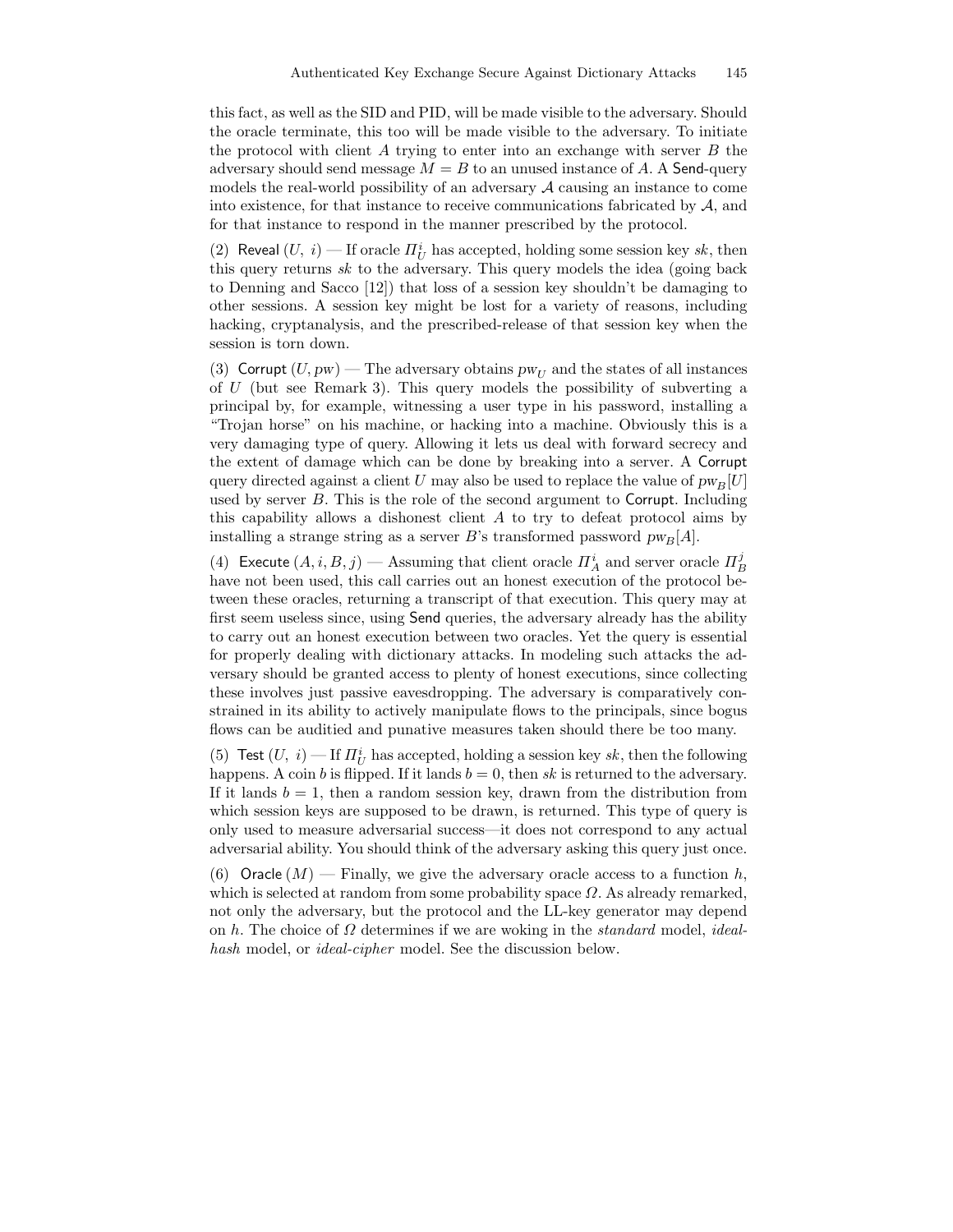this fact, as well as the SID and PID, will be made visible to the adversary. Should the oracle terminate, this too will be made visible to the adversary. To initiate the protocol with client $A$ trying to enter into an exchange with server $B$ the adversary should send message $M = B$ to an unused instance of $A$. A Send-query models the real-world possibility of an adversary $\mathcal{A}$ causing an instance to come into existence, for that instance to receive communications fabricated by $\mathcal{A}$, and for that instance to respond in the manner prescribed by the protocol.

(2) Reveal $(U,\ i)$ — If oracle $\Pi_U^i$ has accepted, holding some session key $sk$, then this query returns $sk$ to the adversary. This query models the idea (going back to Denning and Sacco [12]) that loss of a session key shouldn't be damaging to other sessions. A session key might be lost for a variety of reasons, including hacking, cryptanalysis, and the prescribed-release of that session key when the session is torn down.

(3) Corrupt $(U, pw)$ — The adversary obtains $pw_U$ and the states of all instances of $U$ (but see Remark 3). This query models the possibility of subverting a principal by, for example, witnessing a user type in his password, installing a "Trojan horse" on his machine, or hacking into a machine. Obviously this is a very damaging type of query. Allowing it lets us deal with forward secrecy and the extent of damage which can be done by breaking into a server. A Corrupt query directed against a client $U$ may also be used to replace the value of $pw_B[U]$ used by server $B$. This is the role of the second argument to Corrupt. Including this capability allows a dishonest client $A$ to try to defeat protocol aims by installing a strange string as a server $B$'s transformed password $pw_B[A]$.

(4) Execute $(A, i, B, j)$ — Assuming that client oracle $\Pi_A^i$ and server oracle $\Pi_B^j$ have not been used, this call carries out an honest execution of the protocol between these oracles, returning a transcript of that execution. This query may at first seem useless since, using Send queries, the adversary already has the ability to carry out an honest execution between two oracles. Yet the query is essential for properly dealing with dictionary attacks. In modeling such attacks the adversary should be granted access to plenty of honest executions, since collecting these involves just passive eavesdropping. The adversary is comparatively constrained in its ability to actively manipulate flows to the principals, since bogus flows can be auditied and punative measures taken should there be too many.

(5) Test $(U,\ i)$ — If $\Pi_U^i$ has accepted, holding a session key $sk$, then the following happens. A coin $b$ is flipped. If it lands $b = 0$, then $sk$ is returned to the adversary. If it lands $b = 1$, then a random session key, drawn from the distribution from which session keys are supposed to be drawn, is returned. This type of query is only used to measure adversarial success—it does not correspond to any actual adversarial ability. You should think of the adversary asking this query just once.

(6) Oracle $(M)$ — Finally, we give the adversary oracle access to a function $h$, which is selected at random from some probability space $\Omega$. As already remarked, not only the adversary, but the protocol and the LL-key generator may depend on $h$. The choice of $\Omega$ determines if we are woking in the *standard* model, *ideal-hash* model, or *ideal-cipher* model. See the discussion below.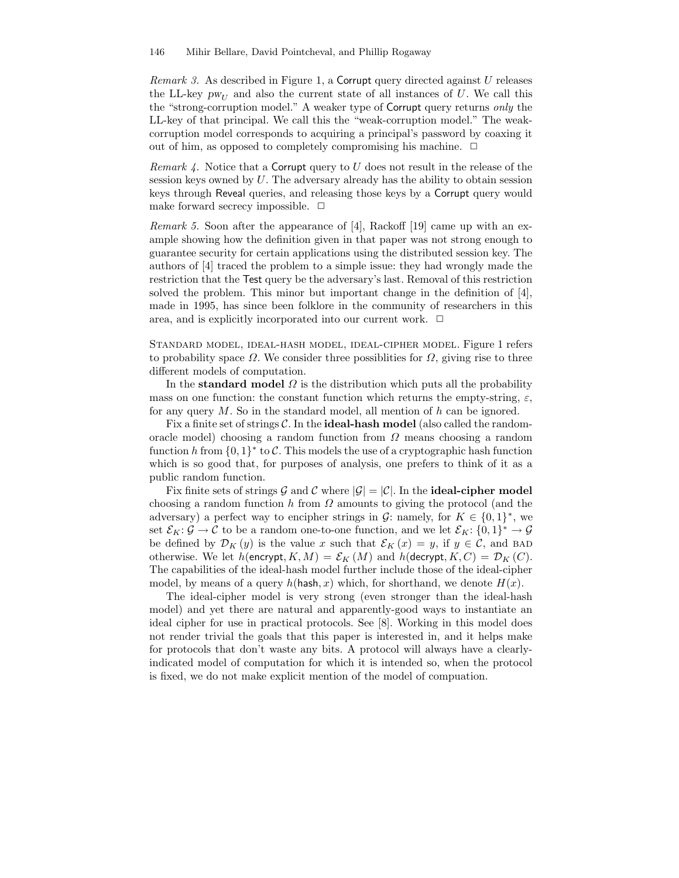*Remark 3.* As described in Figure 1, a Corrupt query directed against $U$ releases the LL-key $pw_U$ and also the current state of all instances of $U$. We call this the "strong-corruption model." A weaker type of Corrupt query returns *only* the LL-key of that principal. We call this the "weak-corruption model." The weak-corruption model corresponds to acquiring a principal's password by coaxing it out of him, as opposed to completely compromising his machine. □

*Remark 4.* Notice that a Corrupt query to $U$ does not result in the release of the session keys owned by $U$. The adversary already has the ability to obtain session keys through Reveal queries, and releasing those keys by a Corrupt query would make forward secrecy impossible. □

*Remark 5.* Soon after the appearance of [4], Rackoff [19] came up with an example showing how the definition given in that paper was not strong enough to guarantee security for certain applications using the distributed session key. The authors of [4] traced the problem to a simple issue: they had wrongly made the restriction that the Test query be the adversary's last. Removal of this restriction solved the problem. This minor but important change in the definition of [4], made in 1995, has since been folklore in the community of researchers in this area, and is explicitly incorporated into our current work. □

Standard model, ideal-hash model, ideal-cipher model. Figure 1 refers to probability space $\Omega$. We consider three possiblities for $\Omega$, giving rise to three different models of computation.

In the **standard model** $\Omega$ is the distribution which puts all the probability mass on one function: the constant function which returns the empty-string, $\varepsilon$, for any query $M$. So in the standard model, all mention of $h$ can be ignored.

Fix a finite set of strings $\mathcal{C}$. In the **ideal-hash model** (also called the random-oracle model) choosing a random function from $\Omega$ means choosing a random function $h$ from $\{0,1\}^*$ to $\mathcal{C}$. This models the use of a cryptographic hash function which is so good that, for purposes of analysis, one prefers to think of it as a public random function.

Fix finite sets of strings $\mathcal{G}$ and $\mathcal{C}$ where $|\mathcal{G}| = |\mathcal{C}|$. In the **ideal-cipher model** choosing a random function $h$ from $\Omega$ amounts to giving the protocol (and the adversary) a perfect way to encipher strings in $\mathcal{G}$: namely, for $K \in \{0,1\}^*$, we set $\mathcal{E}_K \colon \mathcal{G} \to \mathcal{C}$ to be a random one-to-one function, and we let $\mathcal{E}_K \colon \{0,1\}^* \to \mathcal{G}$ be defined by $\mathcal{D}_K(y)$ is the value $x$ such that $\mathcal{E}_K(x) = y$, if $y \in \mathcal{C}$, and BAD otherwise. We let $h(\mathsf{encrypt}, K, M) = \mathcal{E}_K(M)$ and $h(\mathsf{decrypt}, K, C) = \mathcal{D}_K(C)$. The capabilities of the ideal-hash model further include those of the ideal-cipher model, by means of a query $h(\mathsf{hash}, x)$ which, for shorthand, we denote $H(x)$.

The ideal-cipher model is very strong (even stronger than the ideal-hash model) and yet there are natural and apparently-good ways to instantiate an ideal cipher for use in practical protocols. See [8]. Working in this model does not render trivial the goals that this paper is interested in, and it helps make for protocols that don't waste any bits. A protocol will always have a clearly-indicated model of computation for which it is intended so, when the protocol is fixed, we do not make explicit mention of the model of compuation.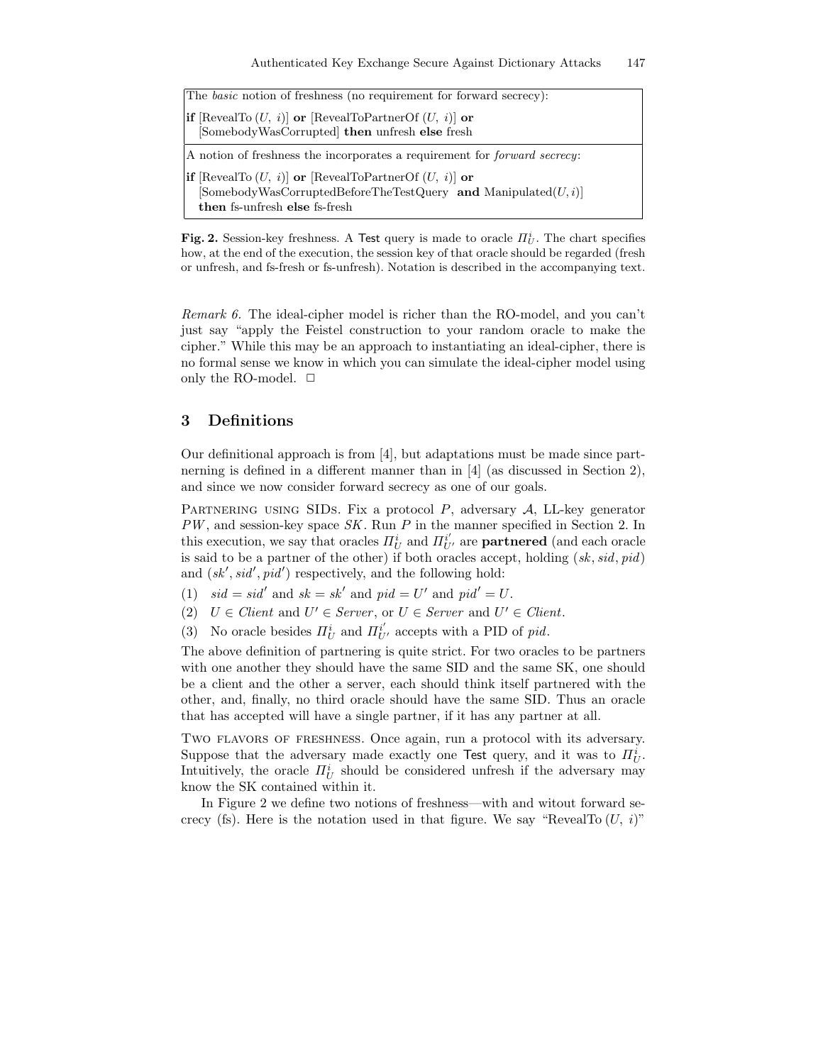The *basic* notion of freshness (no requirement for forward secrecy):

**if** [RevealTo $(U,\ i)$] **or** [RevealToPartnerOf $(U,\ i)$] **or** [SomebodyWasCorrupted] **then** unfresh **else** fresh

A notion of freshness the incorporates a requirement for *forward secrecy*:

**if** [RevealTo $(U,\ i)$] **or** [RevealToPartnerOf $(U,\ i)$] **or** [SomebodyWasCorruptedBeforeTheTestQuery **and** Manipulated$(U, i)$] **then** fs-unfresh **else** fs-fresh

**Fig. 2.** Session-key freshness. A Test query is made to oracle $\Pi_U^i$. The chart specifies how, at the end of the execution, the session key of that oracle should be regarded (fresh or unfresh, and fs-fresh or fs-unfresh). Notation is described in the accompanying text.

*Remark 6.* The ideal-cipher model is richer than the RO-model, and you can't just say "apply the Feistel construction to your random oracle to make the cipher." While this may be an approach to instantiating an ideal-cipher, there is no formal sense we know in which you can simulate the ideal-cipher model using only the RO-model. □

## 3 Definitions

Our definitional approach is from [4], but adaptations must be made since partnerning is defined in a different manner than in [4] (as discussed in Section 2), and since we now consider forward secrecy as one of our goals.

Partnering using SIDs. Fix a protocol $P$, adversary $\mathcal{A}$, LL-key generator $PW$, and session-key space $SK$. Run $P$ in the manner specified in Section 2. In this execution, we say that oracles $\Pi_U^i$ and $\Pi_{U'}^{i'}$ are **partnered** (and each oracle is said to be a partner of the other) if both oracles accept, holding $(sk, sid, pid)$ and $(sk', sid', pid')$ respectively, and the following hold:

(1) $sid = sid'$ and $sk = sk'$ and $pid = U'$ and $pid' = U$.

(2) $U \in Client$ and $U' \in Server$, or $U \in Server$ and $U' \in Client$.

(3) No oracle besides $\Pi_U^i$ and $\Pi_{U'}^{i'}$ accepts with a PID of $pid$.

The above definition of partnering is quite strict. For two oracles to be partners with one another they should have the same SID and the same SK, one should be a client and the other a server, each should think itself partnered with the other, and, finally, no third oracle should have the same SID. Thus an oracle that has accepted will have a single partner, if it has any partner at all.

Two flavors of freshness. Once again, run a protocol with its adversary. Suppose that the adversary made exactly one Test query, and it was to $\Pi_U^i$. Intuitively, the oracle $\Pi_U^i$ should be considered unfresh if the adversary may know the SK contained within it.

In Figure 2 we define two notions of freshness—with and witout forward secrecy (fs). Here is the notation used in that figure. We say "RevealTo $(U,\ i)$"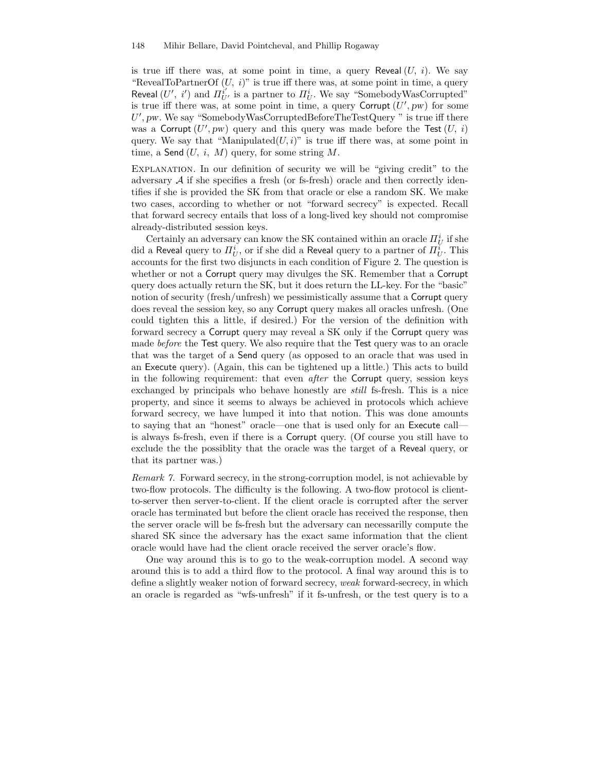is true iff there was, at some point in time, a query Reveal $(U,\ i)$. We say "RevealToPartnerOf $(U,\ i)$" is true iff there was, at some point in time, a query Reveal $(U',\ i')$ and $\Pi_{U'}^{i'}$ is a partner to $\Pi_U^i$. We say "SomebodyWasCorrupted" is true iff there was, at some point in time, a query Corrupt $(U', pw)$ for some $U', pw$. We say "SomebodyWasCorruptedBeforeTheTestQuery " is true iff there was a Corrupt $(U', pw)$ query and this query was made before the Test $(U,\ i)$ query. We say that "Manipulated$(U, i)$" is true iff there was, at some point in time, a Send $(U,\ i,\ M)$ query, for some string $M$.

EXPLANATION. In our definition of security we will be "giving credit" to the adversary $\mathcal{A}$ if she specifies a fresh (or fs-fresh) oracle and then correctly identifies if she is provided the SK from that oracle or else a random SK. We make two cases, according to whether or not "forward secrecy" is expected. Recall that forward secrecy entails that loss of a long-lived key should not compromise already-distributed session keys.

Certainly an adversary can know the SK contained within an oracle $\Pi_U^i$ if she did a Reveal query to $\Pi_U^i$, or if she did a Reveal query to a partner of $\Pi_U^i$. This accounts for the first two disjuncts in each condition of Figure 2. The question is whether or not a Corrupt query may divulges the SK. Remember that a Corrupt query does actually return the SK, but it does return the LL-key. For the "basic" notion of security (fresh/unfresh) we pessimistically assume that a Corrupt query does reveal the session key, so any Corrupt query makes all oracles unfresh. (One could tighten this a little, if desired.) For the version of the definition with forward secrecy a Corrupt query may reveal a SK only if the Corrupt query was made *before* the Test query. We also require that the Test query was to an oracle that was the target of a Send query (as opposed to an oracle that was used in an Execute query). (Again, this can be tightened up a little.) This acts to build in the following requirement: that even *after* the Corrupt query, session keys exchanged by principals who behave honestly are *still* fs-fresh. This is a nice property, and since it seems to always be achieved in protocols which achieve forward secrecy, we have lumped it into that notion. This was done amounts to saying that an "honest" oracle—one that is used only for an Execute call—is always fs-fresh, even if there is a Corrupt query. (Of course you still have to exclude the the possiblity that the oracle was the target of a Reveal query, or that its partner was.)

*Remark 7.* Forward secrecy, in the strong-corruption model, is not achievable by two-flow protocols. The difficulty is the following. A two-flow protocol is client-to-server then server-to-client. If the client oracle is corrupted after the server oracle has terminated but before the client oracle has received the response, then the server oracle will be fs-fresh but the adversary can necessarilly compute the shared SK since the adversary has the exact same information that the client oracle would have had the client oracle received the server oracle's flow.

One way around this is to go to the weak-corruption model. A second way around this is to add a third flow to the protocol. A final way around this is to define a slightly weaker notion of forward secrecy, *weak* forward-secrecy, in which an oracle is regarded as "wfs-unfresh" if it fs-unfresh, or the test query is to a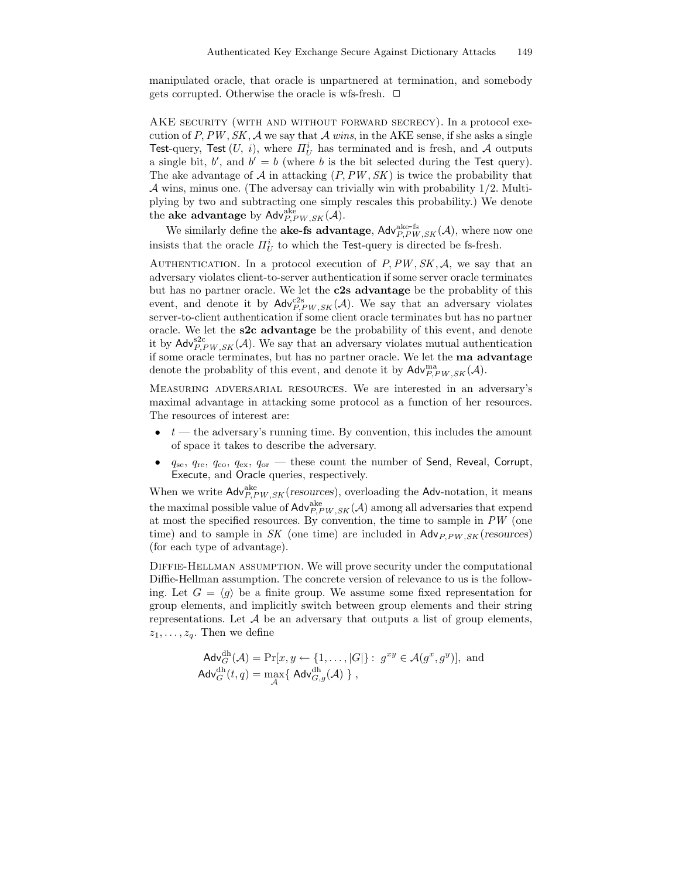manipulated oracle, that oracle is unpartnered at termination, and somebody gets corrupted. Otherwise the oracle is wfs-fresh. □

AKE security (with and without forward secrecy). In a protocol execution of $P, PW, SK, \mathcal{A}$ we say that $\mathcal{A}$ *wins*, in the AKE sense, if she asks a single Test-query, Test $(U,\ i)$, where $\Pi_U^i$ has terminated and is fresh, and $\mathcal{A}$ outputs a single bit, $b'$, and $b' = b$ (where $b$ is the bit selected during the Test query). The ake advantage of $\mathcal{A}$ in attacking $(P, PW, SK)$ is twice the probability that $\mathcal{A}$ wins, minus one. (The adversay can trivially win with probability 1/2. Multiplying by two and subtracting one simply rescales this probability.) We denote the **ake advantage** by $\mathsf{Adv}^{\mathrm{ake}}_{P,PW,SK}(\mathcal{A})$.

We similarly define the **ake-fs advantage**, $\mathsf{Adv}^{\mathrm{ake\text{-}fs}}_{P,PW,SK}(\mathcal{A})$, where now one insists that the oracle $\Pi_U^i$ to which the Test-query is directed be fs-fresh.

Authentication. In a protocol execution of $P, PW, SK, \mathcal{A}$, we say that an adversary violates client-to-server authentication if some server oracle terminates but has no partner oracle. We let the **c2s advantage** be the probablity of this event, and denote it by $\mathsf{Adv}^{\mathrm{c2s}}_{P,PW,SK}(\mathcal{A})$. We say that an adversary violates server-to-client authentication if some client oracle terminates but has no partner oracle. We let the **s2c advantage** be the probability of this event, and denote it by $\mathsf{Adv}^{\mathrm{s2c}}_{P,PW,SK}(\mathcal{A})$. We say that an adversary violates mutual authentication if some oracle terminates, but has no partner oracle. We let the **ma advantage** denote the probablity of this event, and denote it by $\mathsf{Adv}^{\mathrm{ma}}_{P,PW,SK}(\mathcal{A})$.

Measuring adversarial resources. We are interested in an adversary's maximal advantage in attacking some protocol as a function of her resources. The resources of interest are:

- $t$ — the adversary's running time. By convention, this includes the amount of space it takes to describe the adversary.
- $q_{\mathrm{se}}$, $q_{\mathrm{re}}$, $q_{\mathrm{co}}$, $q_{\mathrm{ex}}$, $q_{\mathrm{or}}$ — these count the number of Send, Reveal, Corrupt, Execute, and Oracle queries, respectively.

When we write $\mathsf{Adv}^{\mathrm{ake}}_{P,PW,SK}(\mathit{resources})$, overloading the Adv-notation, it means the maximal possible value of $\mathsf{Adv}^{\mathrm{ake}}_{P,PW,SK}(\mathcal{A})$ among all adversaries that expend at most the specified resources. By convention, the time to sample in $PW$ (one time) and to sample in $SK$ (one time) are included in $\mathsf{Adv}_{P,PW,SK}(\mathit{resources})$ (for each type of advantage).

Diffie-Hellman assumption. We will prove security under the computational Diffie-Hellman assumption. The concrete version of relevance to us is the following. Let $G = \langle g \rangle$ be a finite group. We assume some fixed representation for group elements, and implicitly switch between group elements and their string representations. Let $\mathcal{A}$ be an adversary that outputs a list of group elements, $z_1, \ldots, z_q$. Then we define

$$\mathsf{Adv}^{\mathrm{dh}}_{G}(\mathcal{A}) = \Pr[x, y \leftarrow \{1, \ldots, |G|\} : \ g^{xy} \in \mathcal{A}(g^x, g^y)], \text{ and}$$
$$\mathsf{Adv}^{\mathrm{dh}}_{G}(t, q) = \max_{\mathcal{A}}\{\ \mathsf{Adv}^{\mathrm{dh}}_{G,g}(\mathcal{A})\ \},$$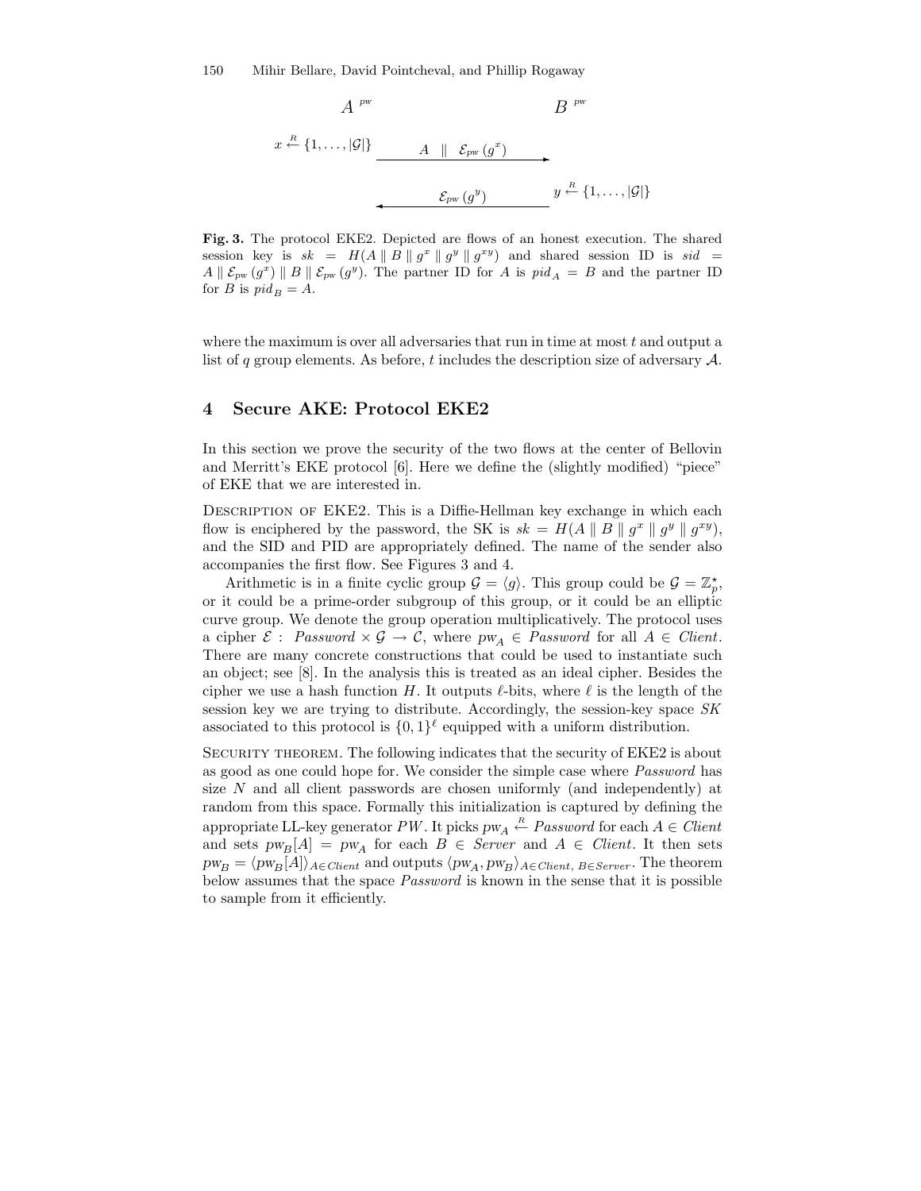$A^{pw}$ $\qquad\qquad\qquad\qquad$ $B^{pw}$

$x \stackrel{R}{\leftarrow} \{1, \ldots, |\mathcal{G}|\}$ $\quad \xrightarrow{A \;\|\; \mathcal{E}_{pw}(g^x)}$

$\xleftarrow{\mathcal{E}_{pw}(g^y)} \quad$ $y \stackrel{R}{\leftarrow} \{1, \ldots, |\mathcal{G}|\}$

**Fig. 3.** The protocol EKE2. Depicted are flows of an honest execution. The shared session key is $sk = H(A \| B \| g^x \| g^y \| g^{xy})$ and shared session ID is $sid = A \| \mathcal{E}_{pw}(g^x) \| B \| \mathcal{E}_{pw}(g^y)$. The partner ID for $A$ is $pid_A = B$ and the partner ID for $B$ is $pid_B = A$.

where the maximum is over all adversaries that run in time at most $t$ and output a list of $q$ group elements. As before, $t$ includes the description size of adversary $\mathcal{A}$.

## 4 Secure AKE: Protocol EKE2

In this section we prove the security of the two flows at the center of Bellovin and Merritt's EKE protocol [6]. Here we define the (slightly modified) "piece" of EKE that we are interested in.

Description of EKE2. This is a Diffie-Hellman key exchange in which each flow is enciphered by the password, the SK is $sk = H(A \| B \| g^x \| g^y \| g^{xy})$, and the SID and PID are appropriately defined. The name of the sender also accompanies the first flow. See Figures 3 and 4.

Arithmetic is in a finite cyclic group $\mathcal{G} = \langle g \rangle$. This group could be $\mathcal{G} = \mathbb{Z}_p^\star$, or it could be a prime-order subgroup of this group, or it could be an elliptic curve group. We denote the group operation multiplicatively. The protocol uses a cipher $\mathcal{E} : \; Password \times \mathcal{G} \to \mathcal{C}$, where $pw_A \in Password$ for all $A \in Client$. There are many concrete constructions that could be used to instantiate such an object; see [8]. In the analysis this is treated as an ideal cipher. Besides the cipher we use a hash function $H$. It outputs $\ell$-bits, where $\ell$ is the length of the session key we are trying to distribute. Accordingly, the session-key space $SK$ associated to this protocol is $\{0,1\}^\ell$ equipped with a uniform distribution.

Security theorem. The following indicates that the security of EKE2 is about as good as one could hope for. We consider the simple case where *Password* has size $N$ and all client passwords are chosen uniformly (and independently) at random from this space. Formally this initialization is captured by defining the appropriate LL-key generator $PW$. It picks $pw_A \stackrel{R}{\leftarrow} Password$ for each $A \in Client$ and sets $pw_B[A] = pw_A$ for each $B \in Server$ and $A \in Client$. It then sets $pw_B = \langle pw_B[A] \rangle_{A \in Client}$ and outputs $\langle pw_A, pw_B \rangle_{A \in Client,\, B \in Server}$. The theorem below assumes that the space *Password* is known in the sense that it is possible to sample from it efficiently.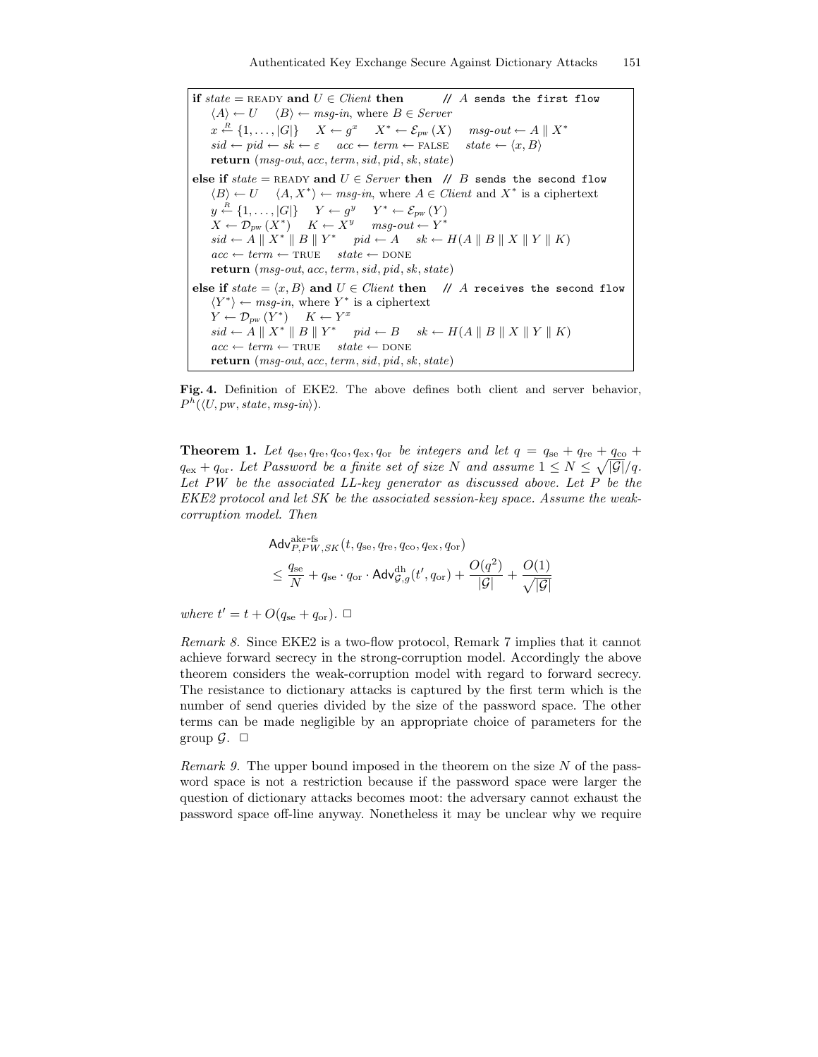```
if state = READY and U ∈ Client then          // A sends the first flow
    ⟨A⟩ ← U    ⟨B⟩ ← msg-in, where B ∈ Server
    x ←R {1, ..., |G|}    X ← g^x    X* ← E_pw(X)    msg-out ← A ‖ X*
    sid ← pid ← sk ← ε    acc ← term ← FALSE    state ← ⟨x, B⟩
    return (msg-out, acc, term, sid, pid, sk, state)
else if state = READY and U ∈ Server then  // B sends the second flow
    ⟨B⟩ ← U    ⟨A, X*⟩ ← msg-in, where A ∈ Client and X* is a ciphertext
    y ←R {1, ..., |G|}    Y ← g^y    Y* ← E_pw(Y)
    X ← D_pw(X*)    K ← X^y    msg-out ← Y*
    sid ← A ‖ X* ‖ B ‖ Y*    pid ← A    sk ← H(A ‖ B ‖ X ‖ Y ‖ K)
    acc ← term ← TRUE    state ← DONE
    return (msg-out, acc, term, sid, pid, sk, state)
else if state = ⟨x, B⟩ and U ∈ Client then   // A receives the second flow
    ⟨Y*⟩ ← msg-in, where Y* is a ciphertext
    Y ← D_pw(Y*)    K ← Y^x
    sid ← A ‖ X* ‖ B ‖ Y*    pid ← B    sk ← H(A ‖ B ‖ X ‖ Y ‖ K)
    acc ← term ← TRUE    state ← DONE
    return (msg-out, acc, term, sid, pid, sk, state)
```

**Fig. 4.** Definition of EKE2. The above defines both client and server behavior, $P^h(\langle U, pw, state, msg\text{-}in\rangle)$.

**Theorem 1.** *Let $q_{\rm se}, q_{\rm re}, q_{\rm co}, q_{\rm ex}, q_{\rm or}$ be integers and let $q = q_{\rm se} + q_{\rm re} + q_{\rm co} + q_{\rm ex} + q_{\rm or}$. Let Password be a finite set of size $N$ and assume $1 \le N \le \sqrt{|\mathcal{G}|}/q$. Let $PW$ be the associated LL-key generator as discussed above. Let $P$ be the EKE2 protocol and let $SK$ be the associated session-key space. Assume the weak-corruption model. Then*

$$\begin{aligned}
&\mathsf{Adv}^{\text{ake-fs}}_{P,PW,SK}(t, q_{\rm se}, q_{\rm re}, q_{\rm co}, q_{\rm ex}, q_{\rm or}) \\
&\le \frac{q_{\rm se}}{N} + q_{\rm se} \cdot q_{\rm or} \cdot \mathsf{Adv}^{\rm dh}_{\mathcal{G},g}(t', q_{\rm or}) + \frac{O(q^2)}{|\mathcal{G}|} + \frac{O(1)}{\sqrt{|\mathcal{G}|}}
\end{aligned}$$

*where $t' = t + O(q_{\rm se} + q_{\rm or})$.* □

*Remark 8.* Since EKE2 is a two-flow protocol, Remark 7 implies that it cannot achieve forward secrecy in the strong-corruption model. Accordingly the above theorem considers the weak-corruption model with regard to forward secrecy. The resistance to dictionary attacks is captured by the first term which is the number of send queries divided by the size of the password space. The other terms can be made negligible by an appropriate choice of parameters for the group $\mathcal{G}$. □

*Remark 9.* The upper bound imposed in the theorem on the size $N$ of the password space is not a restriction because if the password space were larger the question of dictionary attacks becomes moot: the adversary cannot exhaust the password space off-line anyway. Nonetheless it may be unclear why we require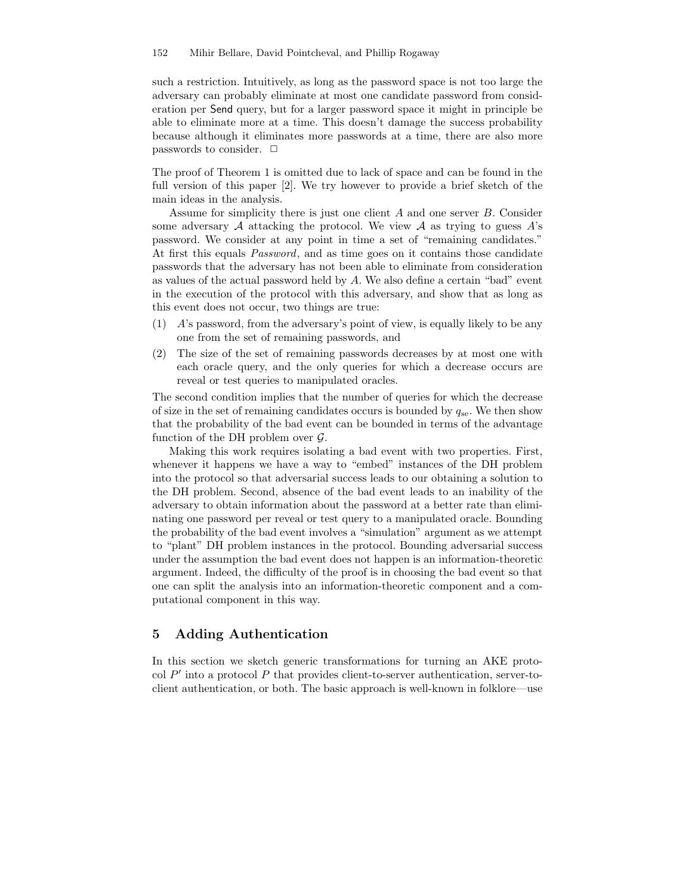such a restriction. Intuitively, as long as the password space is not too large the adversary can probably eliminate at most one candidate password from consideration per Send query, but for a larger password space it might in principle be able to eliminate more at a time. This doesn't damage the success probability because although it eliminates more passwords at a time, there are also more passwords to consider. □

The proof of Theorem 1 is omitted due to lack of space and can be found in the full version of this paper [2]. We try however to provide a brief sketch of the main ideas in the analysis.

Assume for simplicity there is just one client $A$ and one server $B$. Consider some adversary $\mathcal{A}$ attacking the protocol. We view $\mathcal{A}$ as trying to guess $A$'s password. We consider at any point in time a set of "remaining candidates." At first this equals *Password*, and as time goes on it contains those candidate passwords that the adversary has not been able to eliminate from consideration as values of the actual password held by $A$. We also define a certain "bad" event in the execution of the protocol with this adversary, and show that as long as this event does not occur, two things are true:

(1) $A$'s password, from the adversary's point of view, is equally likely to be any one from the set of remaining passwords, and
(2) The size of the set of remaining passwords decreases by at most one with each oracle query, and the only queries for which a decrease occurs are reveal or test queries to manipulated oracles.

The second condition implies that the number of queries for which the decrease of size in the set of remaining candidates occurs is bounded by $q_{\mathrm{se}}$. We then show that the probability of the bad event can be bounded in terms of the advantage function of the DH problem over $\mathcal{G}$.

Making this work requires isolating a bad event with two properties. First, whenever it happens we have a way to "embed" instances of the DH problem into the protocol so that adversarial success leads to our obtaining a solution to the DH problem. Second, absence of the bad event leads to an inability of the adversary to obtain information about the password at a better rate than eliminating one password per reveal or test query to a manipulated oracle. Bounding the probability of the bad event involves a "simulation" argument as we attempt to "plant" DH problem instances in the protocol. Bounding adversarial success under the assumption the bad event does not happen is an information-theoretic argument. Indeed, the difficulty of the proof is in choosing the bad event so that one can split the analysis into an information-theoretic component and a computational component in this way.

## 5 Adding Authentication

In this section we sketch generic transformations for turning an AKE protocol $P'$ into a protocol $P$ that provides client-to-server authentication, server-to-client authentication, or both. The basic approach is well-known in folklore—use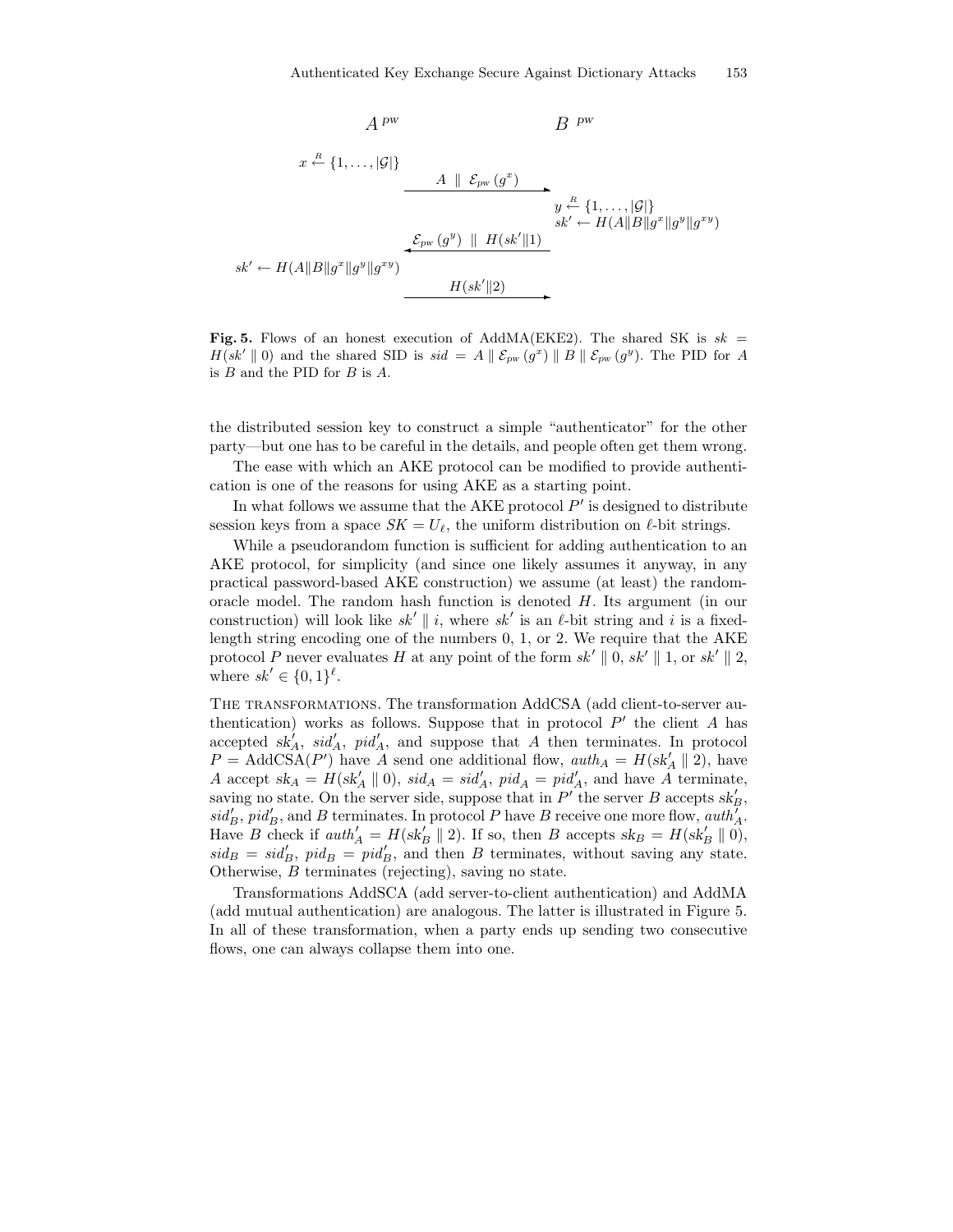$$
\begin{array}{lcl}
A^{pw} & & B^{pw} \\
x \xleftarrow{R} \{1, \ldots, |\mathcal{G}|\} & & \\
& \xrightarrow{\quad A \;\|\; \mathcal{E}_{pw}(g^x) \quad} & \\
& & y \xleftarrow{R} \{1, \ldots, |\mathcal{G}|\} \\
& & sk' \leftarrow H(A\|B\|g^x\|g^y\|g^{xy}) \\
& \xleftarrow{\quad \mathcal{E}_{pw}(g^y) \;\|\; H(sk'\|1) \quad} & \\
sk' \leftarrow H(A\|B\|g^x\|g^y\|g^{xy}) & & \\
& \xrightarrow{\quad H(sk'\|2) \quad} &
\end{array}
$$

**Fig. 5.** Flows of an honest execution of AddMA(EKE2). The shared SK is $sk = H(sk' \parallel 0)$ and the shared SID is $sid = A \parallel \mathcal{E}_{pw}(g^x) \parallel B \parallel \mathcal{E}_{pw}(g^y)$. The PID for $A$ is $B$ and the PID for $B$ is $A$.

the distributed session key to construct a simple "authenticator" for the other party—but one has to be careful in the details, and people often get them wrong.

The ease with which an AKE protocol can be modified to provide authentication is one of the reasons for using AKE as a starting point.

In what follows we assume that the AKE protocol $P'$ is designed to distribute session keys from a space $SK = U_\ell$, the uniform distribution on $\ell$-bit strings.

While a pseudorandom function is sufficient for adding authentication to an AKE protocol, for simplicity (and since one likely assumes it anyway, in any practical password-based AKE construction) we assume (at least) the random-oracle model. The random hash function is denoted $H$. Its argument (in our construction) will look like $sk' \parallel i$, where $sk'$ is an $\ell$-bit string and $i$ is a fixed-length string encoding one of the numbers 0, 1, or 2. We require that the AKE protocol $P$ never evaluates $H$ at any point of the form $sk' \parallel 0$, $sk' \parallel 1$, or $sk' \parallel 2$, where $sk' \in \{0,1\}^\ell$.

The transformations. The transformation AddCSA (add client-to-server authentication) works as follows. Suppose that in protocol $P'$ the client $A$ has accepted $sk'_A$, $sid'_A$, $pid'_A$, and suppose that $A$ then terminates. In protocol $P = \text{AddCSA}(P')$ have $A$ send one additional flow, $auth_A = H(sk'_A \parallel 2)$, have $A$ accept $sk_A = H(sk'_A \parallel 0)$, $sid_A = sid'_A$, $pid_A = pid'_A$, and have $A$ terminate, saving no state. On the server side, suppose that in $P'$ the server $B$ accepts $sk'_B$, $sid'_B$, $pid'_B$, and $B$ terminates. In protocol $P$ have $B$ receive one more flow, $auth'_A$. Have $B$ check if $auth'_A = H(sk'_B \parallel 2)$. If so, then $B$ accepts $sk_B = H(sk'_B \parallel 0)$, $sid_B = sid'_B$, $pid_B = pid'_B$, and then $B$ terminates, without saving any state. Otherwise, $B$ terminates (rejecting), saving no state.

Transformations AddSCA (add server-to-client authentication) and AddMA (add mutual authentication) are analogous. The latter is illustrated in Figure 5. In all of these transformation, when a party ends up sending two consecutive flows, one can always collapse them into one.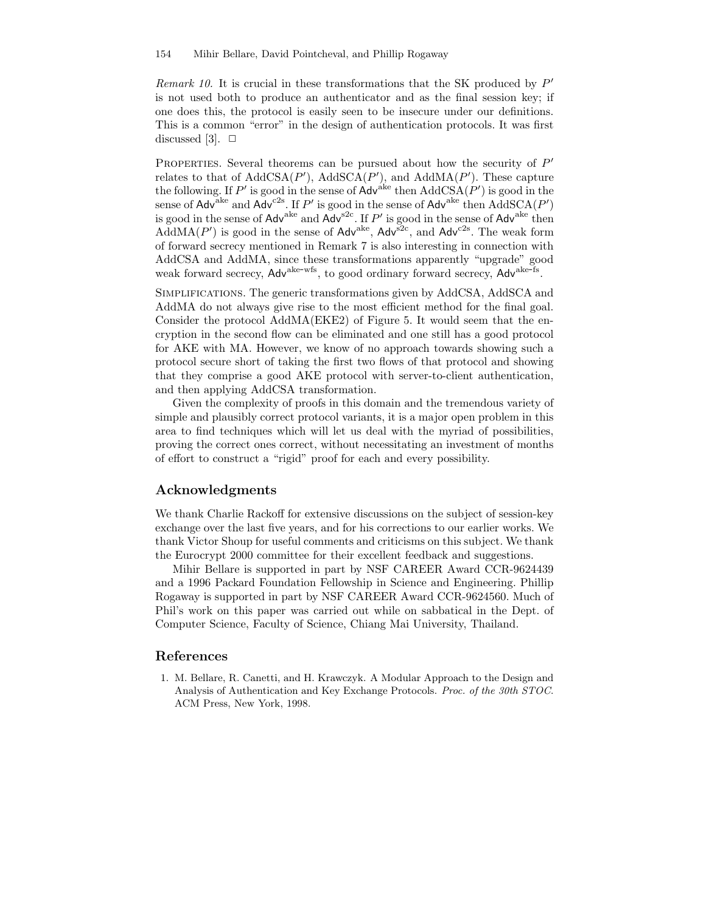*Remark 10.* It is crucial in these transformations that the SK produced by $P'$ is not used both to produce an authenticator and as the final session key; if one does this, the protocol is easily seen to be insecure under our definitions. This is a common "error" in the design of authentication protocols. It was first discussed [3]. □

PROPERTIES. Several theorems can be pursued about how the security of $P'$ relates to that of AddCSA($P'$), AddSCA($P'$), and AddMA($P'$). These capture the following. If $P'$ is good in the sense of $\mathsf{Adv}^{\text{ake}}$ then AddCSA($P'$) is good in the sense of $\mathsf{Adv}^{\text{ake}}$ and $\mathsf{Adv}^{\text{c2s}}$. If $P'$ is good in the sense of $\mathsf{Adv}^{\text{ake}}$ then AddSCA($P'$) is good in the sense of $\mathsf{Adv}^{\text{ake}}$ and $\mathsf{Adv}^{\text{s2c}}$. If $P'$ is good in the sense of $\mathsf{Adv}^{\text{ake}}$ then AddMA($P'$) is good in the sense of $\mathsf{Adv}^{\text{ake}}$, $\mathsf{Adv}^{\text{s2c}}$, and $\mathsf{Adv}^{\text{c2s}}$. The weak form of forward secrecy mentioned in Remark 7 is also interesting in connection with AddCSA and AddMA, since these transformations apparently "upgrade" good weak forward secrecy, $\mathsf{Adv}^{\text{ake-wfs}}$, to good ordinary forward secrecy, $\mathsf{Adv}^{\text{ake-fs}}$.

SIMPLIFICATIONS. The generic transformations given by AddCSA, AddSCA and AddMA do not always give rise to the most efficient method for the final goal. Consider the protocol AddMA(EKE2) of Figure 5. It would seem that the encryption in the second flow can be eliminated and one still has a good protocol for AKE with MA. However, we know of no approach towards showing such a protocol secure short of taking the first two flows of that protocol and showing that they comprise a good AKE protocol with server-to-client authentication, and then applying AddCSA transformation.

Given the complexity of proofs in this domain and the tremendous variety of simple and plausibly correct protocol variants, it is a major open problem in this area to find techniques which will let us deal with the myriad of possibilities, proving the correct ones correct, without necessitating an investment of months of effort to construct a "rigid" proof for each and every possibility.

## Acknowledgments

We thank Charlie Rackoff for extensive discussions on the subject of session-key exchange over the last five years, and for his corrections to our earlier works. We thank Victor Shoup for useful comments and criticisms on this subject. We thank the Eurocrypt 2000 committee for their excellent feedback and suggestions.

Mihir Bellare is supported in part by NSF CAREER Award CCR-9624439 and a 1996 Packard Foundation Fellowship in Science and Engineering. Phillip Rogaway is supported in part by NSF CAREER Award CCR-9624560. Much of Phil's work on this paper was carried out while on sabbatical in the Dept. of Computer Science, Faculty of Science, Chiang Mai University, Thailand.

## References

1. M. Bellare, R. Canetti, and H. Krawczyk. A Modular Approach to the Design and Analysis of Authentication and Key Exchange Protocols. *Proc. of the 30th STOC.* ACM Press, New York, 1998.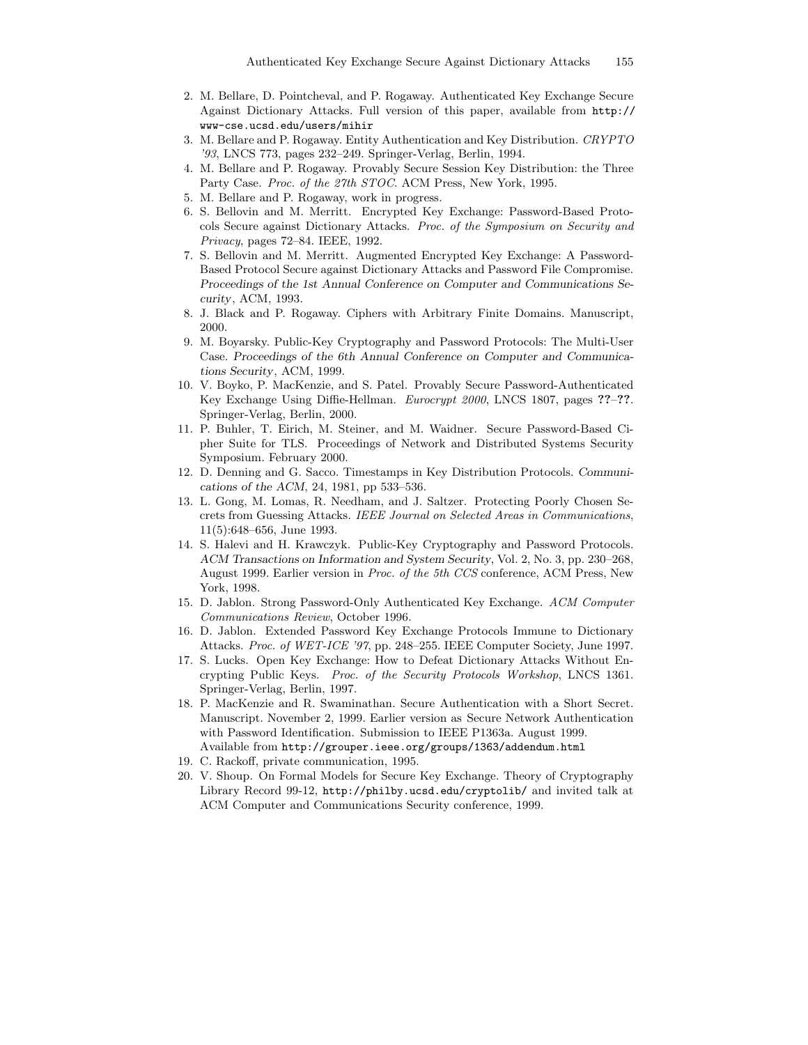2. M. Bellare, D. Pointcheval, and P. Rogaway. Authenticated Key Exchange Secure Against Dictionary Attacks. Full version of this paper, available from `http://www-cse.ucsd.edu/users/mihir`
3. M. Bellare and P. Rogaway. Entity Authentication and Key Distribution. *CRYPTO '93*, LNCS 773, pages 232–249. Springer-Verlag, Berlin, 1994.
4. M. Bellare and P. Rogaway. Provably Secure Session Key Distribution: the Three Party Case. *Proc. of the 27th STOC*. ACM Press, New York, 1995.
5. M. Bellare and P. Rogaway, work in progress.
6. S. Bellovin and M. Merritt. Encrypted Key Exchange: Password-Based Protocols Secure against Dictionary Attacks. *Proc. of the Symposium on Security and Privacy*, pages 72–84. IEEE, 1992.
7. S. Bellovin and M. Merritt. Augmented Encrypted Key Exchange: A Password-Based Protocol Secure against Dictionary Attacks and Password File Compromise. *Proceedings of the 1st Annual Conference on Computer and Communications Security*, ACM, 1993.
8. J. Black and P. Rogaway. Ciphers with Arbitrary Finite Domains. Manuscript, 2000.
9. M. Boyarsky. Public-Key Cryptography and Password Protocols: The Multi-User Case. *Proceedings of the 6th Annual Conference on Computer and Communications Security*, ACM, 1999.
10. V. Boyko, P. MacKenzie, and S. Patel. Provably Secure Password-Authenticated Key Exchange Using Diffie-Hellman. *Eurocrypt 2000*, LNCS 1807, pages **??**–**??**. Springer-Verlag, Berlin, 2000.
11. P. Buhler, T. Eirich, M. Steiner, and M. Waidner. Secure Password-Based Cipher Suite for TLS. Proceedings of Network and Distributed Systems Security Symposium. February 2000.
12. D. Denning and G. Sacco. Timestamps in Key Distribution Protocols. *Communications of the ACM*, 24, 1981, pp 533–536.
13. L. Gong, M. Lomas, R. Needham, and J. Saltzer. Protecting Poorly Chosen Secrets from Guessing Attacks. *IEEE Journal on Selected Areas in Communications*, 11(5):648–656, June 1993.
14. S. Halevi and H. Krawczyk. Public-Key Cryptography and Password Protocols. *ACM Transactions on Information and System Security*, Vol. 2, No. 3, pp. 230–268, August 1999. Earlier version in *Proc. of the 5th CCS* conference, ACM Press, New York, 1998.
15. D. Jablon. Strong Password-Only Authenticated Key Exchange. *ACM Computer Communications Review*, October 1996.
16. D. Jablon. Extended Password Key Exchange Protocols Immune to Dictionary Attacks. *Proc. of WET-ICE '97*, pp. 248–255. IEEE Computer Society, June 1997.
17. S. Lucks. Open Key Exchange: How to Defeat Dictionary Attacks Without Encrypting Public Keys. *Proc. of the Security Protocols Workshop*, LNCS 1361. Springer-Verlag, Berlin, 1997.
18. P. MacKenzie and R. Swaminathan. Secure Authentication with a Short Secret. Manuscript. November 2, 1999. Earlier version as Secure Network Authentication with Password Identification. Submission to IEEE P1363a. August 1999. Available from `http://grouper.ieee.org/groups/1363/addendum.html`
19. C. Rackoff, private communication, 1995.
20. V. Shoup. On Formal Models for Secure Key Exchange. Theory of Cryptography Library Record 99-12, `http://philby.ucsd.edu/cryptolib/` and invited talk at ACM Computer and Communications Security conference, 1999.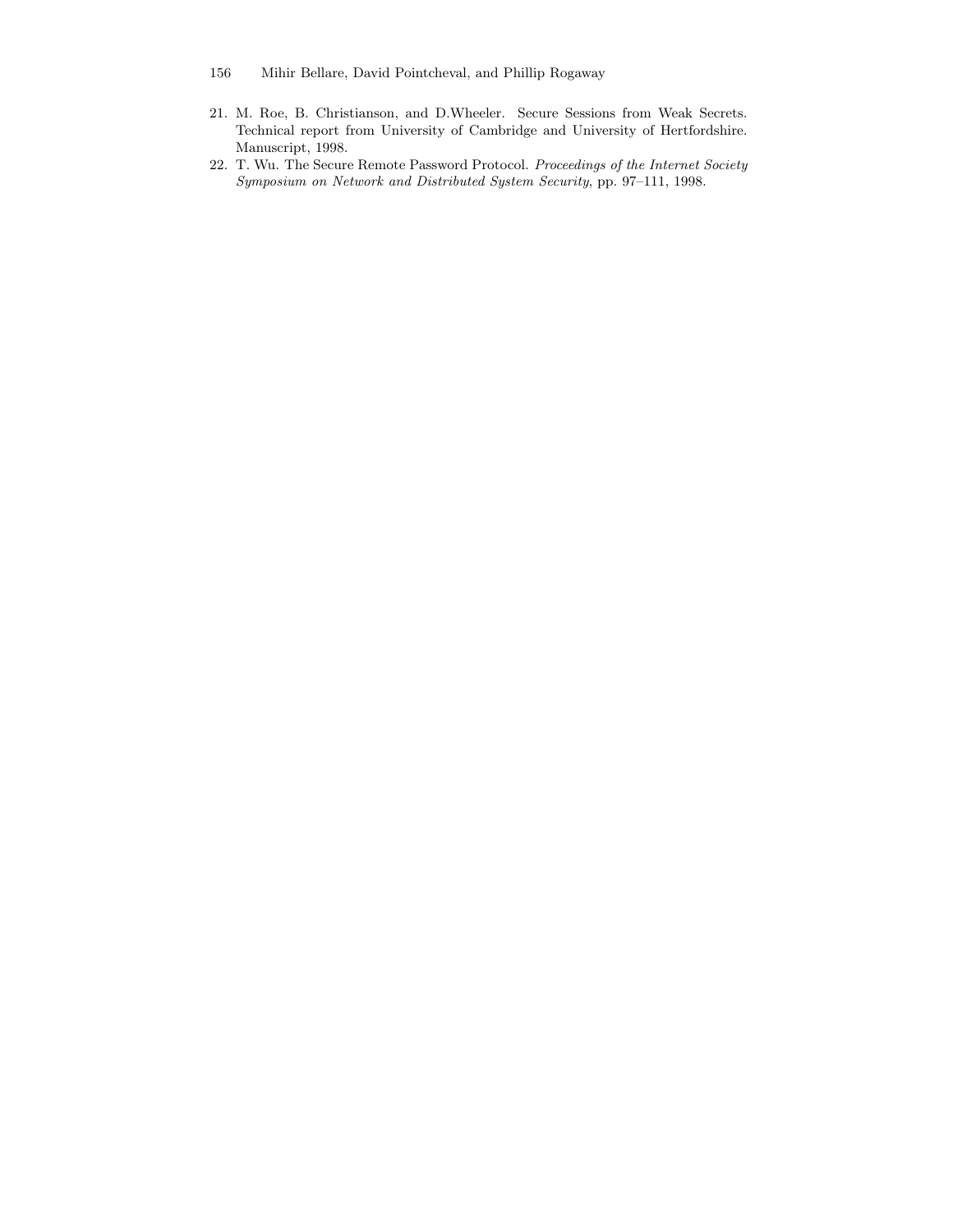21. M. Roe, B. Christianson, and D.Wheeler. Secure Sessions from Weak Secrets. Technical report from University of Cambridge and University of Hertfordshire. Manuscript, 1998.
22. T. Wu. The Secure Remote Password Protocol. *Proceedings of the Internet Society Symposium on Network and Distributed System Security*, pp. 97–111, 1998.